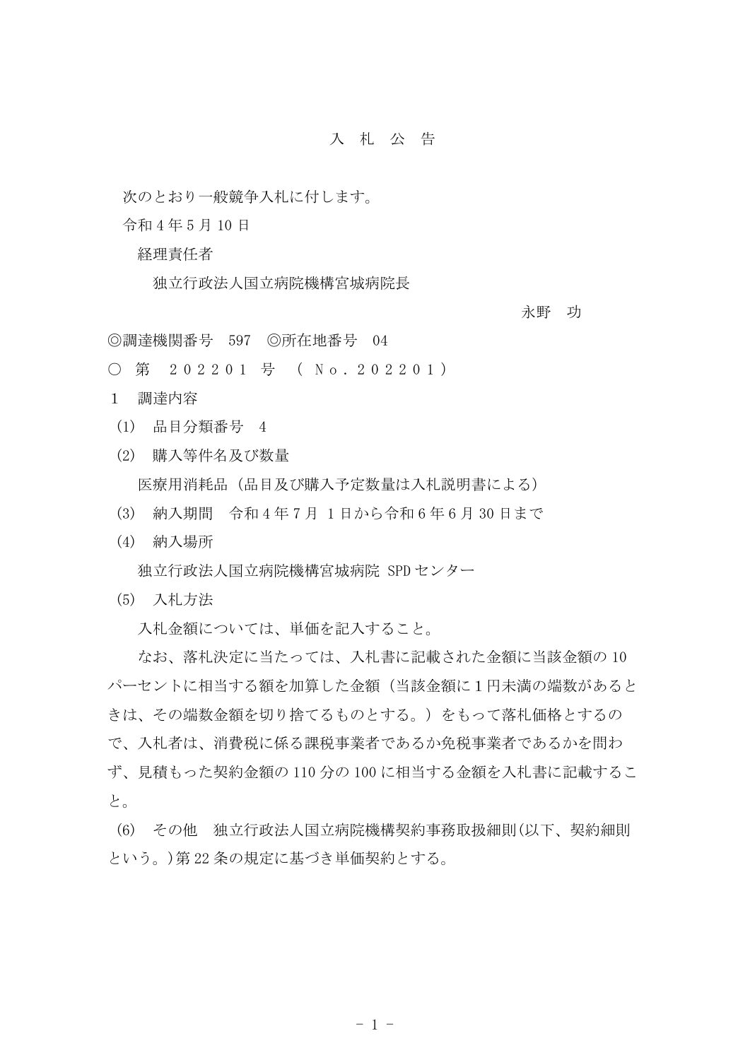# 入 札 公 告

次のとおり一般競争入札に付します。

令和４年５月 10 日

経理責任者

独立行政法人国立病院機構宮城病院長

永野　功

◎調達機関番号　597　◎所在地番号　04

○　第　２０２２０１　号　（Ｎｏ．２０２２０１）

１　調達内容

（1）　品目分類番号　４

（2）　購入等件名及び数量

医療用消耗品（品目及び購入予定数量は入札説明書による）

（3）　納入期間　令和４年７月 １日から令和６年６月 30 日まで

（4）　納入場所

独立行政法人国立病院機構宮城病院 SPD センター

（5）　入札方法

入札金額については、単価を記入すること。

なお、落札決定に当たっては、入札書に記載された金額に当該金額の 10 パーセントに相当する額を加算した金額（当該金額に１円未満の端数があるときは、その端数金額を切り捨てるものとする。）をもって落札価格とするので、入札者は、消費税に係る課税事業者であるか免税事業者であるかを問わず、見積もった契約金額の 110 分の 100 に相当する金額を入札書に記載すること。

（6）　その他　独立行政法人国立病院機構契約事務取扱細則(以下、契約細則という。)第 22 条の規定に基づき単価契約とする。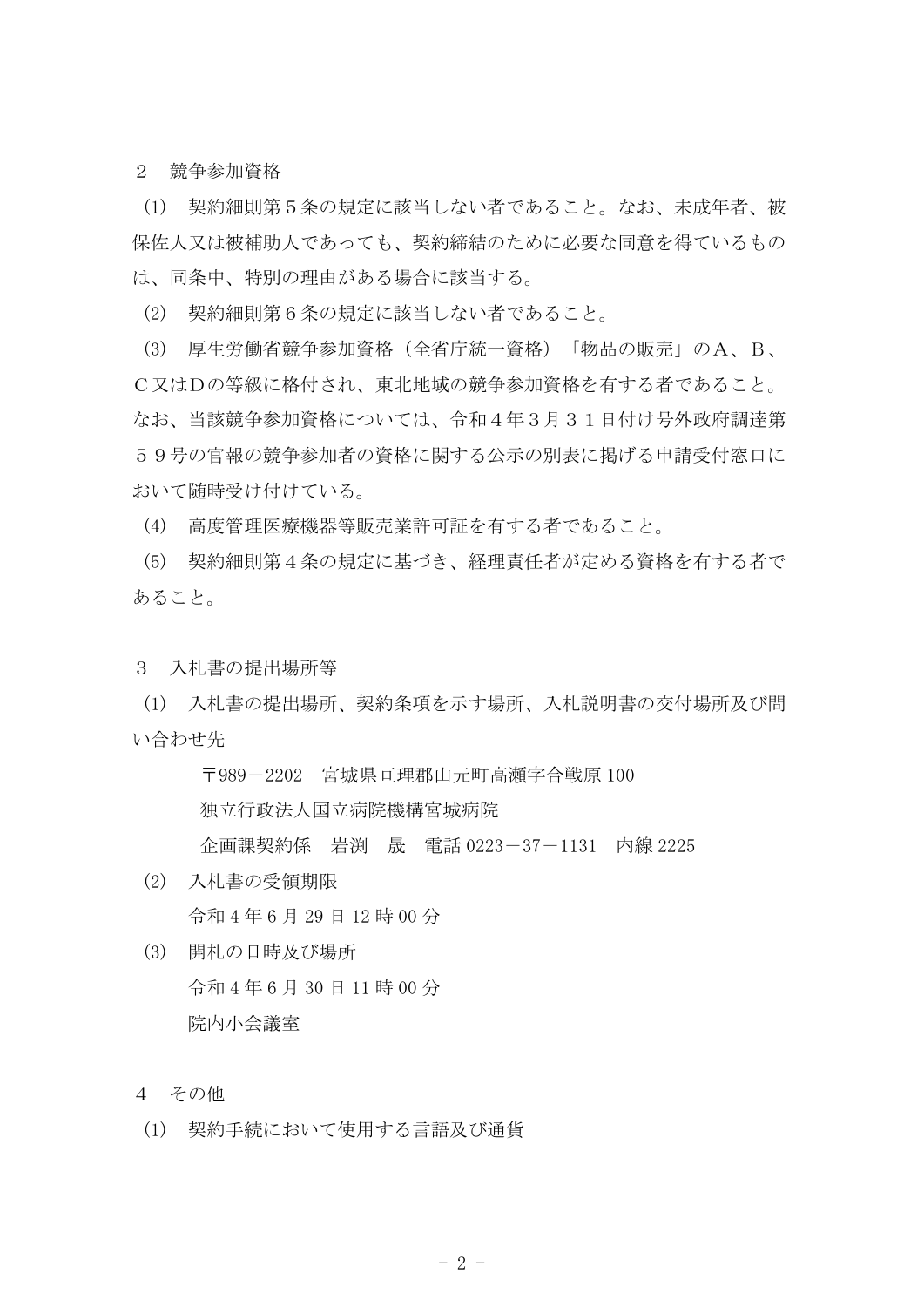２　競争参加資格

(1)　契約細則第５条の規定に該当しない者であること。なお、未成年者、被保佐人又は被補助人であっても、契約締結のために必要な同意を得ているものは、同条中、特別の理由がある場合に該当する。

(2)　契約細則第６条の規定に該当しない者であること。

(3)　厚生労働省競争参加資格（全省庁統一資格）「物品の販売」のＡ、Ｂ、Ｃ又はＤの等級に格付され、東北地域の競争参加資格を有する者であること。なお、当該競争参加資格については、令和４年３月３１日付け号外政府調達第５９号の官報の競争参加者の資格に関する公示の別表に掲げる申請受付窓口において随時受け付けている。

(4)　高度管理医療機器等販売業許可証を有する者であること。

(5)　契約細則第４条の規定に基づき、経理責任者が定める資格を有する者であること。

３　入札書の提出場所等

(1)　入札書の提出場所、契約条項を示す場所、入札説明書の交付場所及び問い合わせ先

〒989－2202　宮城県亘理郡山元町高瀬字合戦原 100

独立行政法人国立病院機構宮城病院

企画課契約係　岩渕　晟　電話 0223－37－1131　内線 2225

(2)　入札書の受領期限

令和 4 年 6 月 29 日 12 時 00 分

(3)　開札の日時及び場所

令和 4 年 6 月 30 日 11 時 00 分

院内小会議室

４　その他

(1)　契約手続において使用する言語及び通貨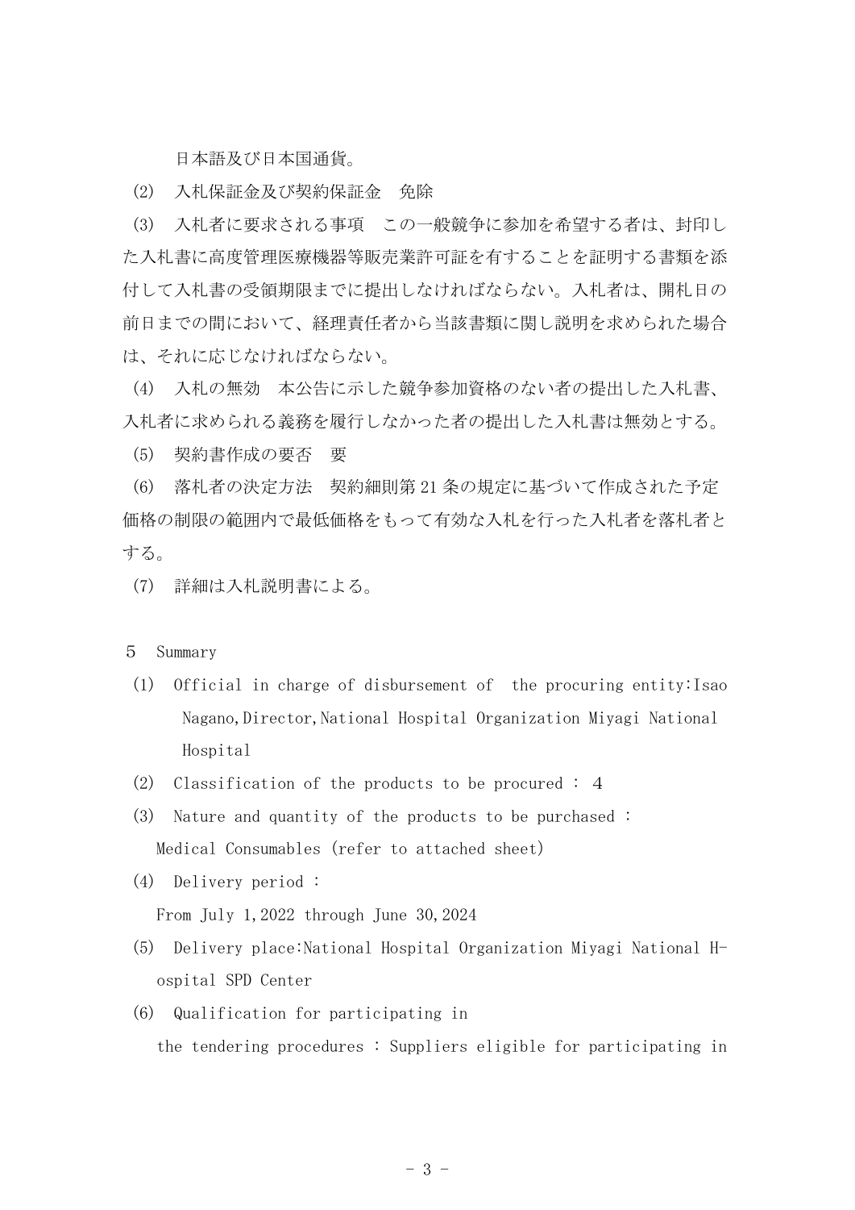日本語及び日本国通貨。

(2)　入札保証金及び契約保証金　免除

(3)　入札者に要求される事項　この一般競争に参加を希望する者は、封印した入札書に高度管理医療機器等販売業許可証を有することを証明する書類を添付して入札書の受領期限までに提出しなければならない。入札者は、開札日の前日までの間において、経理責任者から当該書類に関し説明を求められた場合は、それに応じなければならない。

(4)　入札の無効　本公告に示した競争参加資格のない者の提出した入札書、入札者に求められる義務を履行しなかった者の提出した入札書は無効とする。

(5)　契約書作成の要否　要

(6)　落札者の決定方法　契約細則第21条の規定に基づいて作成された予定価格の制限の範囲内で最低価格をもって有効な入札を行った入札者を落札者とする。

(7)　詳細は入札説明書による。

５　Summary

(1)　Official in charge of disbursement of the procuring entity:Isao Nagano,Director,National Hospital Organization Miyagi National Hospital

(2)　Classification of the products to be procured : 4

(3)　Nature and quantity of the products to be purchased : Medical Consumables (refer to attached sheet)

(4)　Delivery period : From July 1,2022 through June 30,2024

(5)　Delivery place:National Hospital Organization Miyagi National H-ospital SPD Center

(6)　Qualification for participating in the tendering procedures : Suppliers eligible for participating in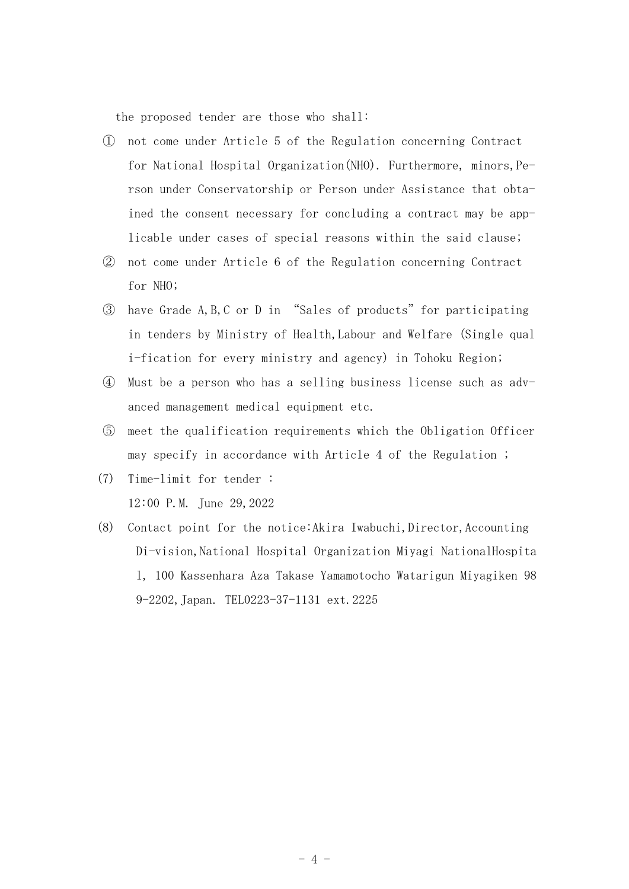the proposed tender are those who shall:

① not come under Article 5 of the Regulation concerning Contract for National Hospital Organization(NHO). Furthermore, minors,Person under Conservatorship or Person under Assistance that obtained the consent necessary for concluding a contract may be applicable under cases of special reasons within the said clause;

② not come under Article 6 of the Regulation concerning Contract for NHO;

③ have Grade A,B,C or D in "Sales of products" for participating in tenders by Ministry of Health,Labour and Welfare (Single qualification for every ministry and agency) in Tohoku Region;

④ Must be a person who has a selling business license such as advanced management medical equipment etc.

⑤ meet the qualification requirements which the Obligation Officer may specify in accordance with Article 4 of the Regulation ;

(7) Time-limit for tender :
12:00 P.M. June 29,2022

(8) Contact point for the notice:Akira Iwabuchi,Director,Accounting Division,National Hospital Organization Miyagi NationalHospital, 100 Kassenhara Aza Takase Yamamotocho Watarigun Miyagiken 989-2202,Japan. TEL0223-37-1131 ext.2225